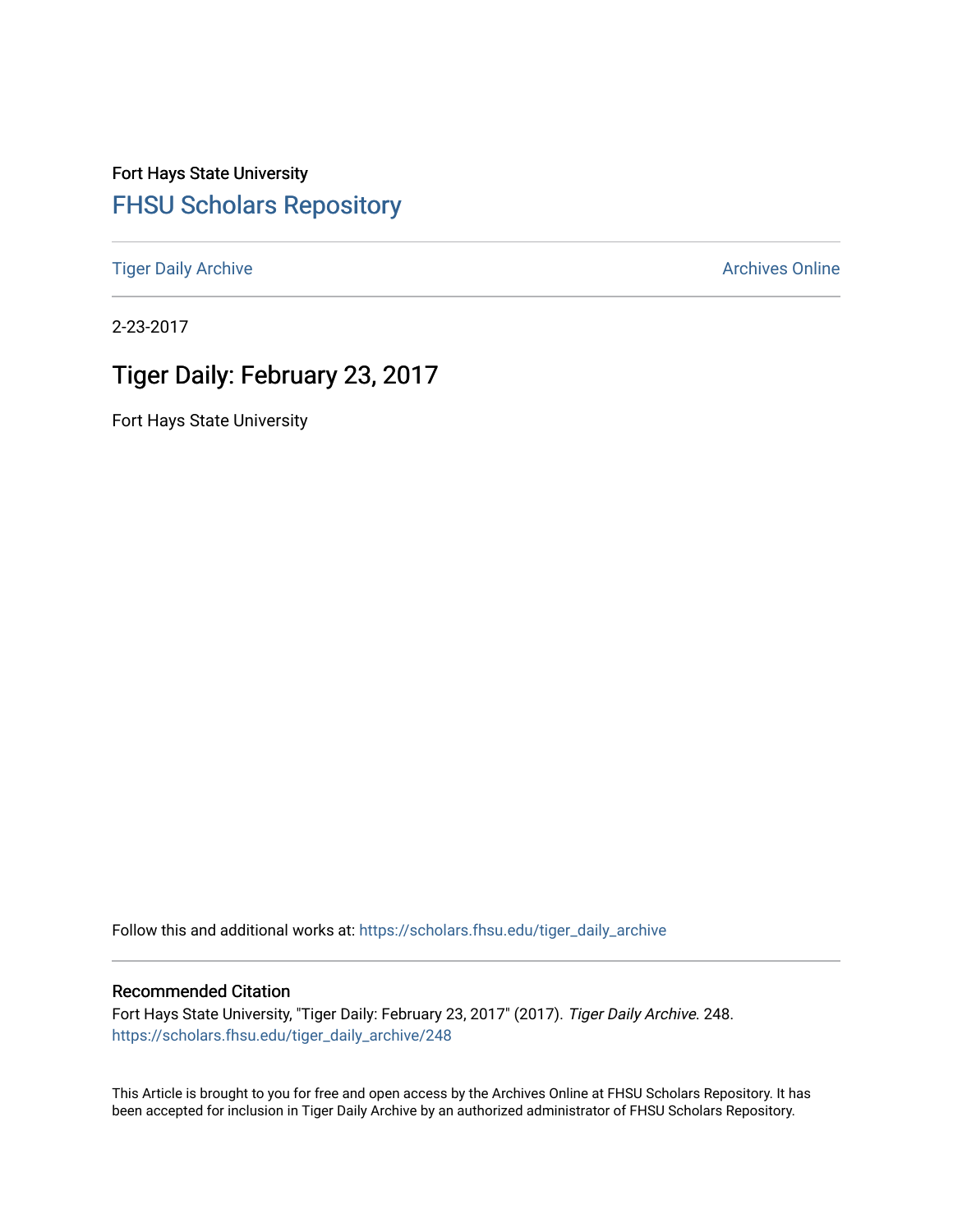Fort Hays State University

# FHSU Scholars Repository

Tiger Daily Archive

Archives Online

2-23-2017

## Tiger Daily: February 23, 2017

Fort Hays State University

Follow this and additional works at: https://scholars.fhsu.edu/tiger_daily_archive

### Recommended Citation

Fort Hays State University, "Tiger Daily: February 23, 2017" (2017). *Tiger Daily Archive*. 248.
https://scholars.fhsu.edu/tiger_daily_archive/248

This Article is brought to you for free and open access by the Archives Online at FHSU Scholars Repository. It has been accepted for inclusion in Tiger Daily Archive by an authorized administrator of FHSU Scholars Repository.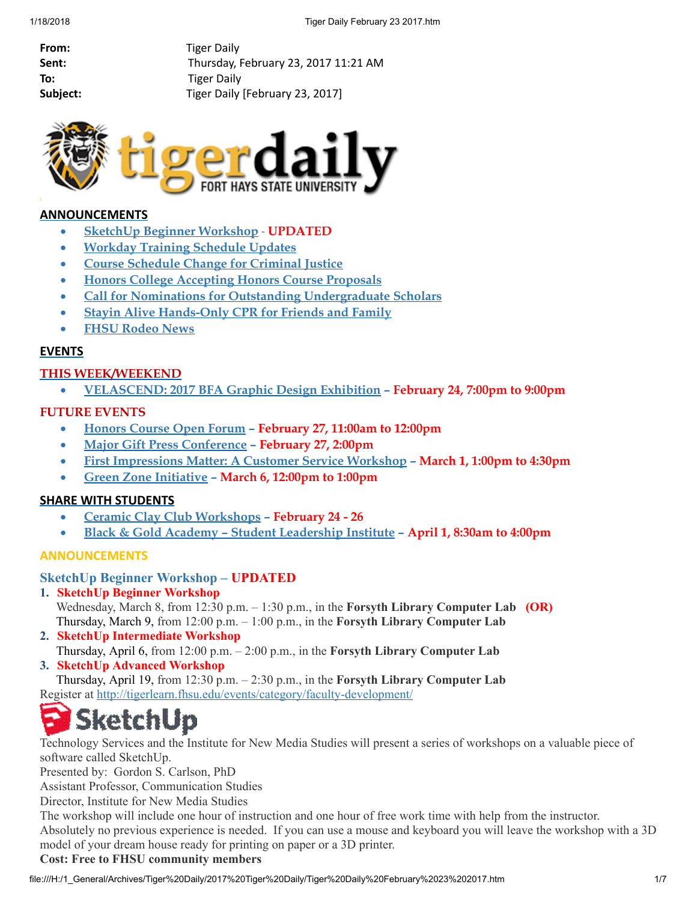| | |
|---|---|
| **From:** | Tiger Daily |
| **Sent:** | Thursday, February 23, 2017 11:21 AM |
| **To:** | Tiger Daily |
| **Subject:** | Tiger Daily [February 23, 2017] |

## ANNOUNCEMENTS

- SketchUp Beginner Workshop - UPDATED
- Workday Training Schedule Updates
- Course Schedule Change for Criminal Justice
- Honors College Accepting Honors Course Proposals
- Call for Nominations for Outstanding Undergraduate Scholars
- Stayin Alive Hands-Only CPR for Friends and Family
- FHSU Rodeo News

## EVENTS

### THIS WEEK/WEEKEND

- VELASCEND: 2017 BFA Graphic Design Exhibition – **February 24, 7:00pm to 9:00pm**

### FUTURE EVENTS

- Honors Course Open Forum – **February 27, 11:00am to 12:00pm**
- Major Gift Press Conference – **February 27, 2:00pm**
- First Impressions Matter: A Customer Service Workshop – **March 1, 1:00pm to 4:30pm**
- Green Zone Initiative – **March 6, 12:00pm to 1:00pm**

## SHARE WITH STUDENTS

- Ceramic Clay Club Workshops – **February 24 - 26**
- Black & Gold Academy – Student Leadership Institute – **April 1, 8:30am to 4:00pm**

## ANNOUNCEMENTS

### SketchUp Beginner Workshop – UPDATED

1. **SketchUp Beginner Workshop**
   Wednesday, March 8, from 12:30 p.m. – 1:30 p.m., in the **Forsyth Library Computer Lab** **(OR)**
   Thursday, March 9, from 12:00 p.m. – 1:00 p.m., in the **Forsyth Library Computer Lab**
2. **SketchUp Intermediate Workshop**
   Thursday, April 6, from 12:00 p.m. – 2:00 p.m., in the **Forsyth Library Computer Lab**
3. **SketchUp Advanced Workshop**
   Thursday, April 19, from 12:30 p.m. – 2:30 p.m., in the **Forsyth Library Computer Lab**

Register at http://tigerlearn.fhsu.edu/events/category/faculty-development/

Technology Services and the Institute for New Media Studies will present a series of workshops on a valuable piece of software called SketchUp.

Presented by: Gordon S. Carlson, PhD
Assistant Professor, Communication Studies
Director, Institute for New Media Studies

The workshop will include one hour of instruction and one hour of free work time with help from the instructor. Absolutely no previous experience is needed. If you can use a mouse and keyboard you will leave the workshop with a 3D model of your dream house ready for printing on paper or a 3D printer.

**Cost: Free to FHSU community members**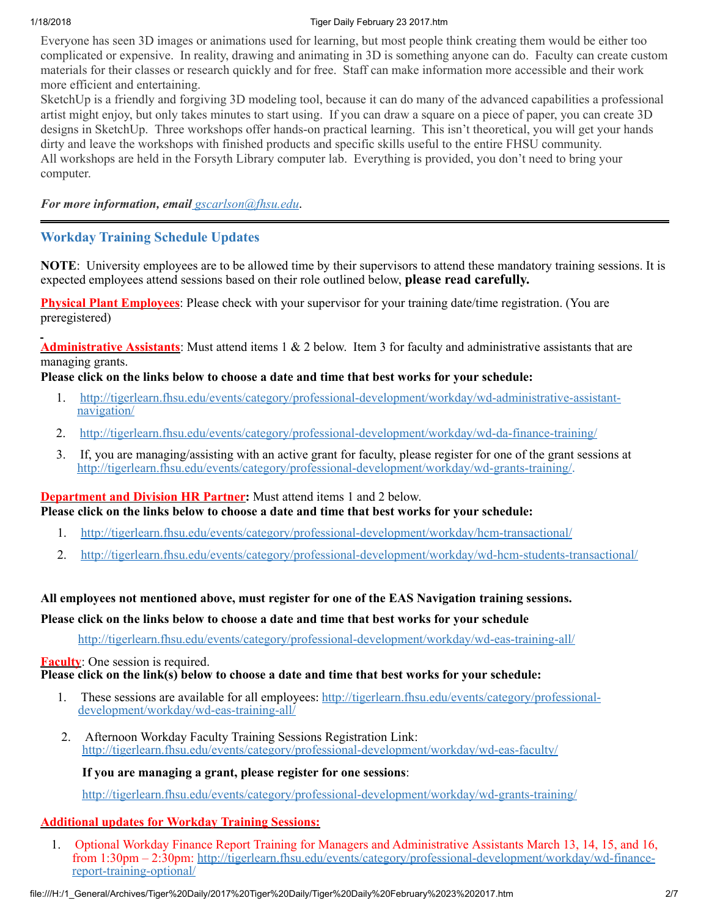Everyone has seen 3D images or animations used for learning, but most people think creating them would be either too complicated or expensive. In reality, drawing and animating in 3D is something anyone can do. Faculty can create custom materials for their classes or research quickly and for free. Staff can make information more accessible and their work more efficient and entertaining.

SketchUp is a friendly and forgiving 3D modeling tool, because it can do many of the advanced capabilities a professional artist might enjoy, but only takes minutes to start using. If you can draw a square on a piece of paper, you can create 3D designs in SketchUp. Three workshops offer hands-on practical learning. This isn't theoretical, you will get your hands dirty and leave the workshops with finished products and specific skills useful to the entire FHSU community.

All workshops are held in the Forsyth Library computer lab. Everything is provided, you don't need to bring your computer.

***For more information, email** [gscarlson@fhsu.edu](mailto:gscarlson@fhsu.edu).*

---

## Workday Training Schedule Updates

**NOTE**: University employees are to be allowed time by their supervisors to attend these mandatory training sessions. It is expected employees attend sessions based on their role outlined below, **please read carefully.**

**Physical Plant Employees**: Please check with your supervisor for your training date/time registration. (You are preregistered)

**Administrative Assistants**: Must attend items 1 & 2 below. Item 3 for faculty and administrative assistants that are managing grants.

**Please click on the links below to choose a date and time that best works for your schedule:**

1. http://tigerlearn.fhsu.edu/events/category/professional-development/workday/wd-administrative-assistant-navigation/
2. http://tigerlearn.fhsu.edu/events/category/professional-development/workday/wd-da-finance-training/
3. If, you are managing/assisting with an active grant for faculty, please register for one of the grant sessions at http://tigerlearn.fhsu.edu/events/category/professional-development/workday/wd-grants-training/.

**Department and Division HR Partner:** Must attend items 1 and 2 below.

**Please click on the links below to choose a date and time that best works for your schedule:**

1. http://tigerlearn.fhsu.edu/events/category/professional-development/workday/hcm-transactional/
2. http://tigerlearn.fhsu.edu/events/category/professional-development/workday/wd-hcm-students-transactional/

**All employees not mentioned above, must register for one of the EAS Navigation training sessions.**

**Please click on the links below to choose a date and time that best works for your schedule**

http://tigerlearn.fhsu.edu/events/category/professional-development/workday/wd-eas-training-all/

**Faculty**: One session is required.

**Please click on the link(s) below to choose a date and time that best works for your schedule:**

1. These sessions are available for all employees: http://tigerlearn.fhsu.edu/events/category/professional-development/workday/wd-eas-training-all/
2. Afternoon Workday Faculty Training Sessions Registration Link: http://tigerlearn.fhsu.edu/events/category/professional-development/workday/wd-eas-faculty/

**If you are managing a grant, please register for one sessions**:

http://tigerlearn.fhsu.edu/events/category/professional-development/workday/wd-grants-training/

**Additional updates for Workday Training Sessions:**

1. Optional Workday Finance Report Training for Managers and Administrative Assistants March 13, 14, 15, and 16, from 1:30pm – 2:30pm: http://tigerlearn.fhsu.edu/events/category/professional-development/workday/wd-finance-report-training-optional/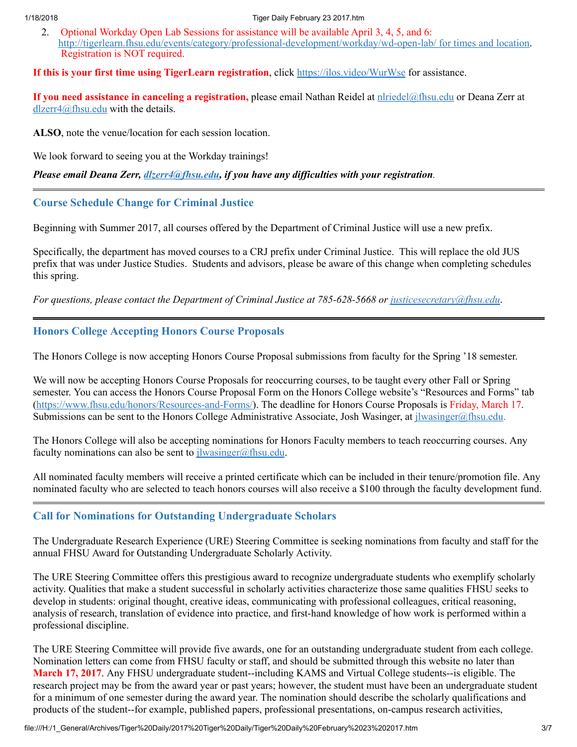2. Optional Workday Open Lab Sessions for assistance will be available April 3, 4, 5, and 6: http://tigerlearn.fhsu.edu/events/category/professional-development/workday/wd-open-lab/ for times and location. Registration is NOT required.

**If this is your first time using TigerLearn registration**, click https://ilos.video/WurWse for assistance.

**If you need assistance in canceling a registration,** please email Nathan Reidel at nlriedel@fhsu.edu or Deana Zerr at dlzerr4@fhsu.edu with the details.

**ALSO**, note the venue/location for each session location.

We look forward to seeing you at the Workday trainings!

***Please email Deana Zerr, dlzerr4@fhsu.edu, if you have any difficulties with your registration***.

---

### Course Schedule Change for Criminal Justice

Beginning with Summer 2017, all courses offered by the Department of Criminal Justice will use a new prefix.

Specifically, the department has moved courses to a CRJ prefix under Criminal Justice. This will replace the old JUS prefix that was under Justice Studies. Students and advisors, please be aware of this change when completing schedules this spring.

*For questions, please contact the Department of Criminal Justice at 785-628-5668 or justicesecretary@fhsu.edu*.

---

### Honors College Accepting Honors Course Proposals

The Honors College is now accepting Honors Course Proposal submissions from faculty for the Spring '18 semester.

We will now be accepting Honors Course Proposals for reoccurring courses, to be taught every other Fall or Spring semester. You can access the Honors Course Proposal Form on the Honors College website's "Resources and Forms" tab (https://www.fhsu.edu/honors/Resources-and-Forms/). The deadline for Honors Course Proposals is Friday, March 17. Submissions can be sent to the Honors College Administrative Associate, Josh Wasinger, at jlwasinger@fhsu.edu.

The Honors College will also be accepting nominations for Honors Faculty members to teach reoccurring courses. Any faculty nominations can also be sent to jlwasinger@fhsu.edu.

All nominated faculty members will receive a printed certificate which can be included in their tenure/promotion file. Any nominated faculty who are selected to teach honors courses will also receive a $100 through the faculty development fund.

---

### Call for Nominations for Outstanding Undergraduate Scholars

The Undergraduate Research Experience (URE) Steering Committee is seeking nominations from faculty and staff for the annual FHSU Award for Outstanding Undergraduate Scholarly Activity.

The URE Steering Committee offers this prestigious award to recognize undergraduate students who exemplify scholarly activity. Qualities that make a student successful in scholarly activities characterize those same qualities FHSU seeks to develop in students: original thought, creative ideas, communicating with professional colleagues, critical reasoning, analysis of research, translation of evidence into practice, and first-hand knowledge of how work is performed within a professional discipline.

The URE Steering Committee will provide five awards, one for an outstanding undergraduate student from each college. Nomination letters can come from FHSU faculty or staff, and should be submitted through this website no later than **March 17, 2017**. Any FHSU undergraduate student--including KAMS and Virtual College students--is eligible. The research project may be from the award year or past years; however, the student must have been an undergraduate student for a minimum of one semester during the award year. The nomination should describe the scholarly qualifications and products of the student--for example, published papers, professional presentations, on-campus research activities,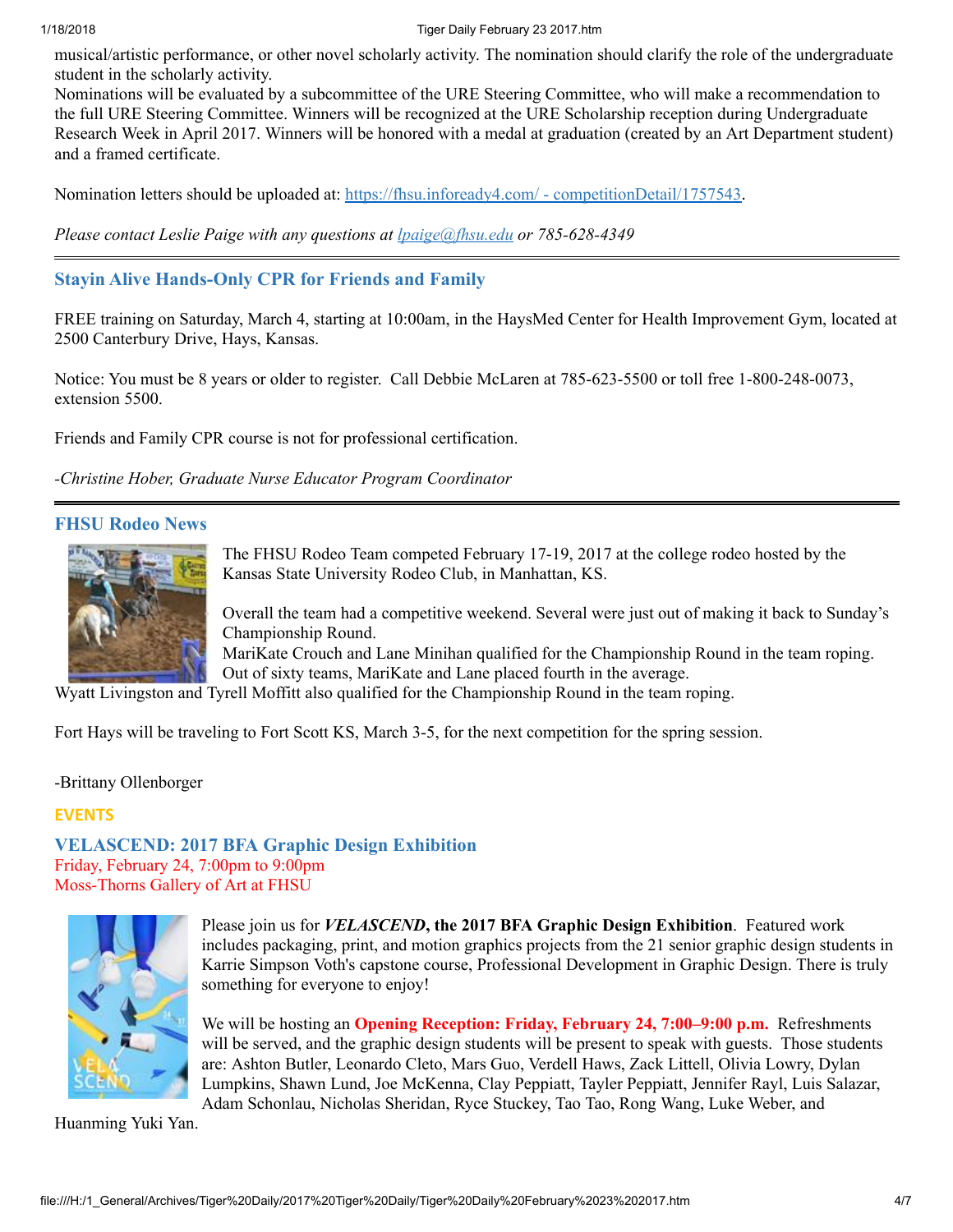musical/artistic performance, or other novel scholarly activity. The nomination should clarify the role of the undergraduate student in the scholarly activity.

Nominations will be evaluated by a subcommittee of the URE Steering Committee, who will make a recommendation to the full URE Steering Committee. Winners will be recognized at the URE Scholarship reception during Undergraduate Research Week in April 2017. Winners will be honored with a medal at graduation (created by an Art Department student) and a framed certificate.

Nomination letters should be uploaded at: [https://fhsu.infoready4.com/ - competitionDetail/1757543](https://fhsu.infoready4.com/#competitionDetail/1757543).

*Please contact Leslie Paige with any questions at [lpaige@fhsu.edu](mailto:lpaige@fhsu.edu) or 785-628-4349*

---

## Stayin Alive Hands-Only CPR for Friends and Family

FREE training on Saturday, March 4, starting at 10:00am, in the HaysMed Center for Health Improvement Gym, located at 2500 Canterbury Drive, Hays, Kansas.

Notice: You must be 8 years or older to register. Call Debbie McLaren at 785-623-5500 or toll free 1-800-248-0073, extension 5500.

Friends and Family CPR course is not for professional certification.

*-Christine Hober, Graduate Nurse Educator Program Coordinator*

---

## FHSU Rodeo News

The FHSU Rodeo Team competed February 17-19, 2017 at the college rodeo hosted by the Kansas State University Rodeo Club, in Manhattan, KS.

Overall the team had a competitive weekend. Several were just out of making it back to Sunday's Championship Round.

MariKate Crouch and Lane Minihan qualified for the Championship Round in the team roping. Out of sixty teams, MariKate and Lane placed fourth in the average.

Wyatt Livingston and Tyrell Moffitt also qualified for the Championship Round in the team roping.

Fort Hays will be traveling to Fort Scott KS, March 3-5, for the next competition for the spring session.

-Brittany Ollenborger

## EVENTS

### VELASCEND: 2017 BFA Graphic Design Exhibition

Friday, February 24, 7:00pm to 9:00pm
Moss-Thorns Gallery of Art at FHSU

Please join us for ***VELASCEND*, the 2017 BFA Graphic Design Exhibition**. Featured work includes packaging, print, and motion graphics projects from the 21 senior graphic design students in Karrie Simpson Voth's capstone course, Professional Development in Graphic Design. There is truly something for everyone to enjoy!

We will be hosting an **Opening Reception: Friday, February 24, 7:00–9:00 p.m.** Refreshments will be served, and the graphic design students will be present to speak with guests. Those students are: Ashton Butler, Leonardo Cleto, Mars Guo, Verdell Haws, Zack Littell, Olivia Lowry, Dylan Lumpkins, Shawn Lund, Joe McKenna, Clay Peppiatt, Tayler Peppiatt, Jennifer Rayl, Luis Salazar, Adam Schonlau, Nicholas Sheridan, Ryce Stuckey, Tao Tao, Rong Wang, Luke Weber, and Huanming Yuki Yan.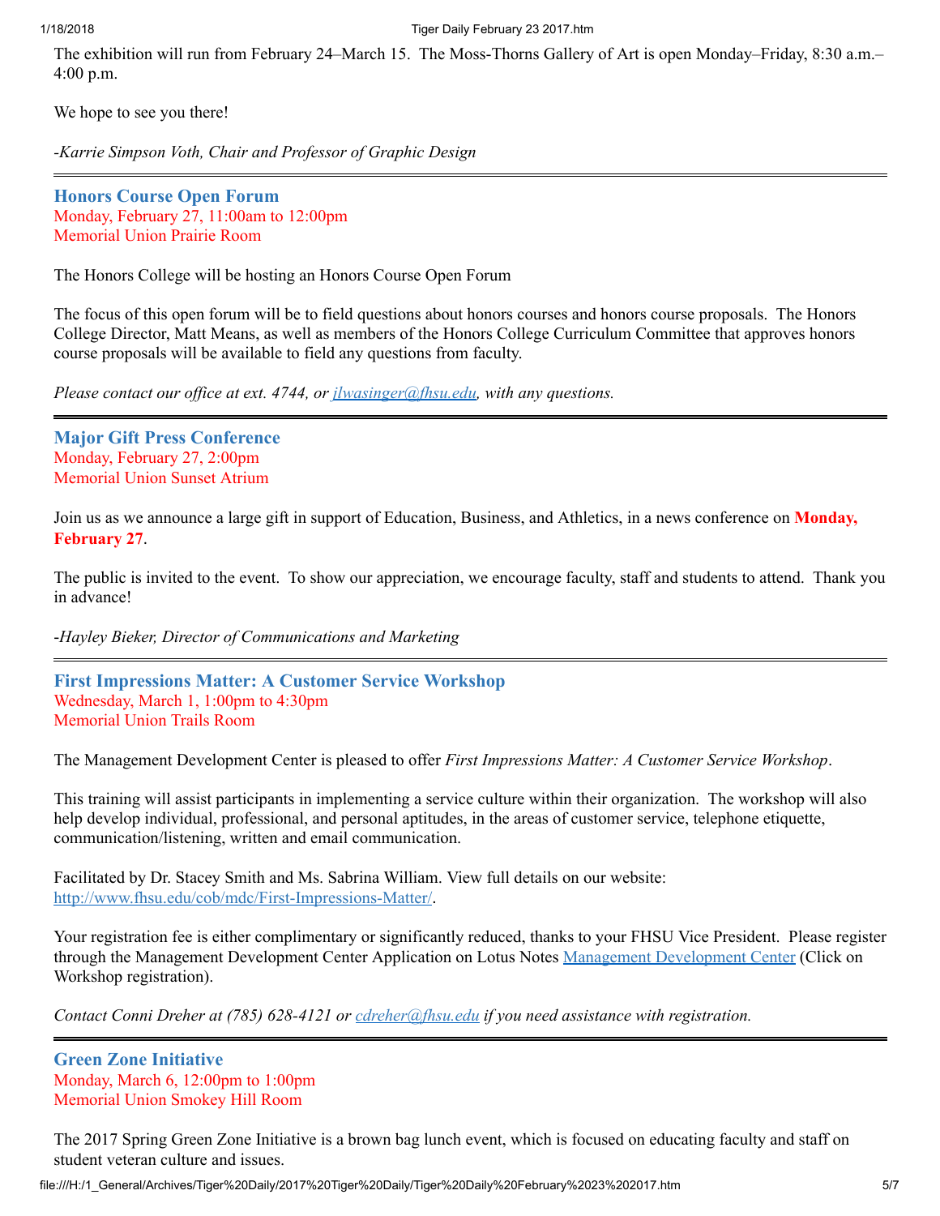The exhibition will run from February 24–March 15. The Moss-Thorns Gallery of Art is open Monday–Friday, 8:30 a.m.–4:00 p.m.

We hope to see you there!

*-Karrie Simpson Voth, Chair and Professor of Graphic Design*

---

## Honors Course Open Forum

Monday, February 27, 11:00am to 12:00pm
Memorial Union Prairie Room

The Honors College will be hosting an Honors Course Open Forum

The focus of this open forum will be to field questions about honors courses and honors course proposals. The Honors College Director, Matt Means, as well as members of the Honors College Curriculum Committee that approves honors course proposals will be available to field any questions from faculty.

*Please contact our office at ext. 4744, or [jlwasinger@fhsu.edu](mailto:jlwasinger@fhsu.edu), with any questions.*

---

## Major Gift Press Conference

Monday, February 27, 2:00pm
Memorial Union Sunset Atrium

Join us as we announce a large gift in support of Education, Business, and Athletics, in a news conference on **Monday, February 27**.

The public is invited to the event. To show our appreciation, we encourage faculty, staff and students to attend. Thank you in advance!

*-Hayley Bieker, Director of Communications and Marketing*

---

## First Impressions Matter: A Customer Service Workshop

Wednesday, March 1, 1:00pm to 4:30pm
Memorial Union Trails Room

The Management Development Center is pleased to offer *First Impressions Matter: A Customer Service Workshop*.

This training will assist participants in implementing a service culture within their organization. The workshop will also help develop individual, professional, and personal aptitudes, in the areas of customer service, telephone etiquette, communication/listening, written and email communication.

Facilitated by Dr. Stacey Smith and Ms. Sabrina William. View full details on our website: [http://www.fhsu.edu/cob/mdc/First-Impressions-Matter/](http://www.fhsu.edu/cob/mdc/First-Impressions-Matter/).

Your registration fee is either complimentary or significantly reduced, thanks to your FHSU Vice President. Please register through the Management Development Center Application on Lotus Notes Management Development Center (Click on Workshop registration).

*Contact Conni Dreher at (785) 628-4121 or [cdreher@fhsu.edu](mailto:cdreher@fhsu.edu) if you need assistance with registration.*

---

## Green Zone Initiative

Monday, March 6, 12:00pm to 1:00pm
Memorial Union Smokey Hill Room

The 2017 Spring Green Zone Initiative is a brown bag lunch event, which is focused on educating faculty and staff on student veteran culture and issues.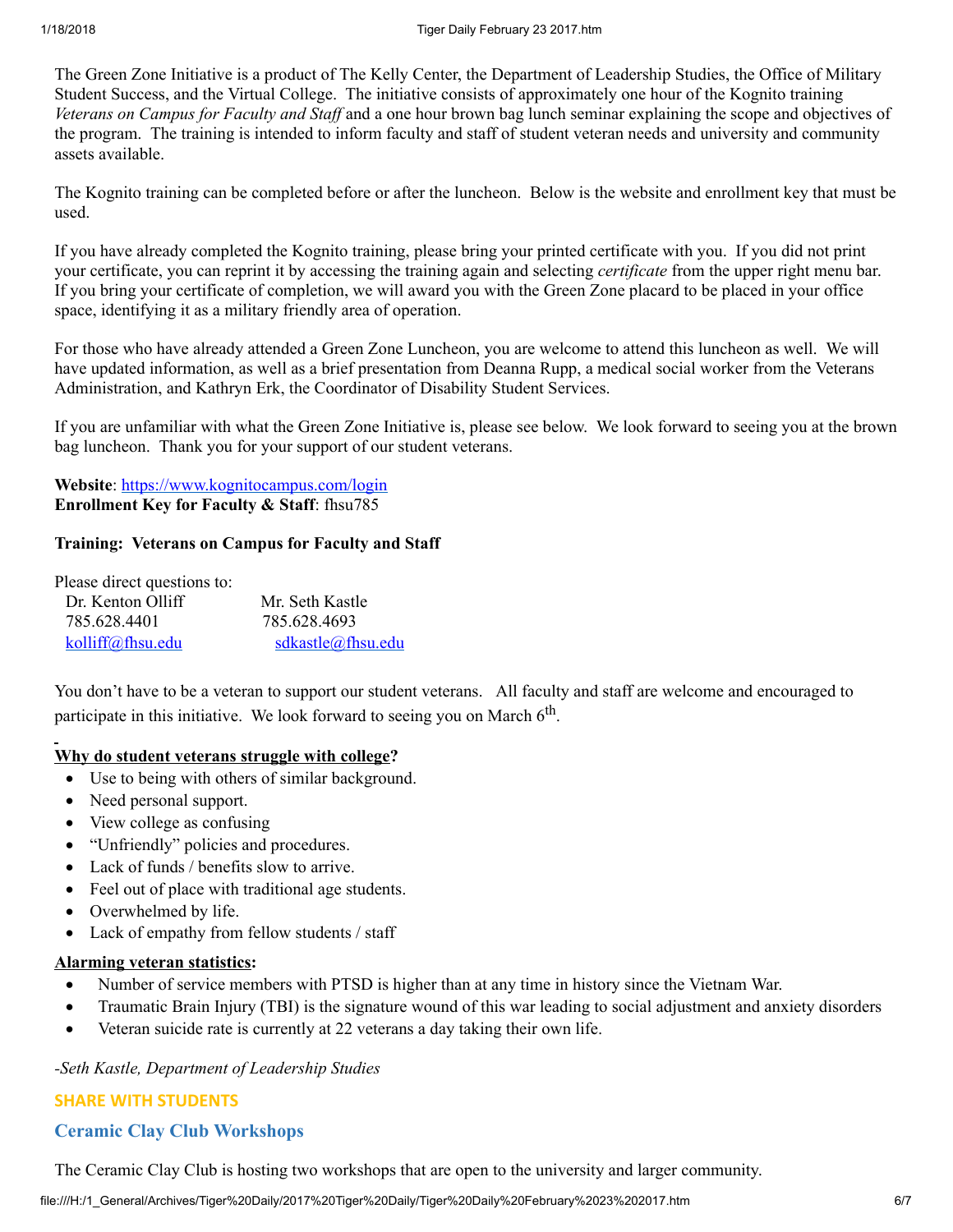The Green Zone Initiative is a product of The Kelly Center, the Department of Leadership Studies, the Office of Military Student Success, and the Virtual College. The initiative consists of approximately one hour of the Kognito training *Veterans on Campus for Faculty and Staff* and a one hour brown bag lunch seminar explaining the scope and objectives of the program. The training is intended to inform faculty and staff of student veteran needs and university and community assets available.

The Kognito training can be completed before or after the luncheon. Below is the website and enrollment key that must be used.

If you have already completed the Kognito training, please bring your printed certificate with you. If you did not print your certificate, you can reprint it by accessing the training again and selecting *certificate* from the upper right menu bar. If you bring your certificate of completion, we will award you with the Green Zone placard to be placed in your office space, identifying it as a military friendly area of operation.

For those who have already attended a Green Zone Luncheon, you are welcome to attend this luncheon as well. We will have updated information, as well as a brief presentation from Deanna Rupp, a medical social worker from the Veterans Administration, and Kathryn Erk, the Coordinator of Disability Student Services.

If you are unfamiliar with what the Green Zone Initiative is, please see below. We look forward to seeing you at the brown bag luncheon. Thank you for your support of our student veterans.

**Website**: https://www.kognitocampus.com/login
**Enrollment Key for Faculty & Staff**: fhsu785

**Training: Veterans on Campus for Faculty and Staff**

Please direct questions to:

| | |
|---|---|
| Dr. Kenton Olliff | Mr. Seth Kastle |
| 785.628.4401 | 785.628.4693 |
| kolliff@fhsu.edu | sdkastle@fhsu.edu |

You don't have to be a veteran to support our student veterans. All faculty and staff are welcome and encouraged to participate in this initiative. We look forward to seeing you on March 6th.

**Why do student veterans struggle with college?**

- Use to being with others of similar background.
- Need personal support.
- View college as confusing
- "Unfriendly" policies and procedures.
- Lack of funds / benefits slow to arrive.
- Feel out of place with traditional age students.
- Overwhelmed by life.
- Lack of empathy from fellow students / staff

**Alarming veteran statistics:**

- Number of service members with PTSD is higher than at any time in history since the Vietnam War.
- Traumatic Brain Injury (TBI) is the signature wound of this war leading to social adjustment and anxiety disorders
- Veteran suicide rate is currently at 22 veterans a day taking their own life.

*-Seth Kastle, Department of Leadership Studies*

## SHARE WITH STUDENTS

### Ceramic Clay Club Workshops

The Ceramic Clay Club is hosting two workshops that are open to the university and larger community.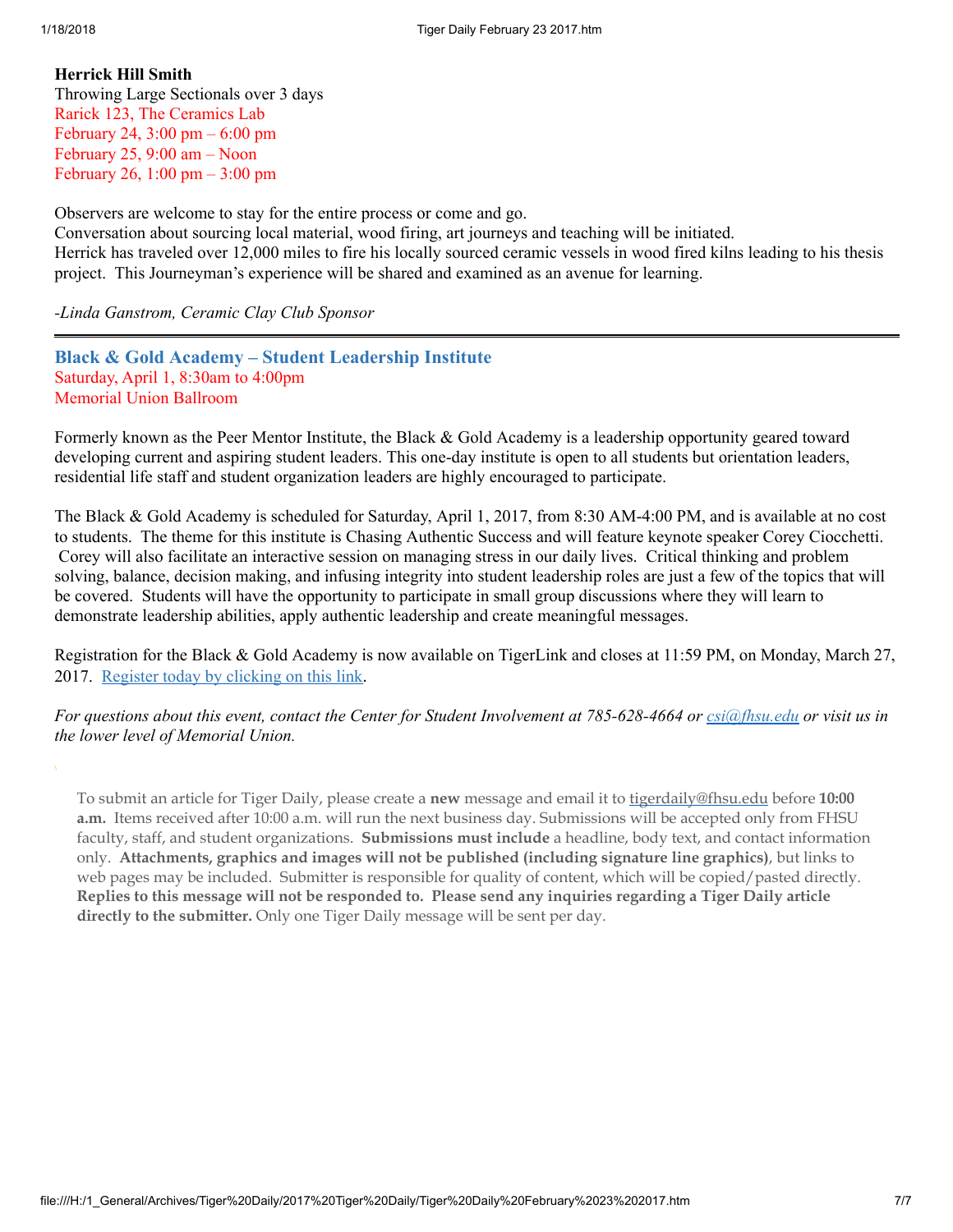**Herrick Hill Smith**
Throwing Large Sectionals over 3 days
Rarick 123, The Ceramics Lab
February 24, 3:00 pm – 6:00 pm
February 25, 9:00 am – Noon
February 26, 1:00 pm – 3:00 pm

Observers are welcome to stay for the entire process or come and go.
Conversation about sourcing local material, wood firing, art journeys and teaching will be initiated.
Herrick has traveled over 12,000 miles to fire his locally sourced ceramic vessels in wood fired kilns leading to his thesis project. This Journeyman's experience will be shared and examined as an avenue for learning.

*-Linda Ganstrom, Ceramic Clay Club Sponsor*

---

### Black & Gold Academy – Student Leadership Institute

Saturday, April 1, 8:30am to 4:00pm
Memorial Union Ballroom

Formerly known as the Peer Mentor Institute, the Black & Gold Academy is a leadership opportunity geared toward developing current and aspiring student leaders. This one-day institute is open to all students but orientation leaders, residential life staff and student organization leaders are highly encouraged to participate.

The Black & Gold Academy is scheduled for Saturday, April 1, 2017, from 8:30 AM-4:00 PM, and is available at no cost to students. The theme for this institute is Chasing Authentic Success and will feature keynote speaker Corey Ciocchetti. Corey will also facilitate an interactive session on managing stress in our daily lives. Critical thinking and problem solving, balance, decision making, and infusing integrity into student leadership roles are just a few of the topics that will be covered. Students will have the opportunity to participate in small group discussions where they will learn to demonstrate leadership abilities, apply authentic leadership and create meaningful messages.

Registration for the Black & Gold Academy is now available on TigerLink and closes at 11:59 PM, on Monday, March 27, 2017. Register today by clicking on this link.

*For questions about this event, contact the Center for Student Involvement at 785-628-4664 or csi@fhsu.edu or visit us in the lower level of Memorial Union.*

To submit an article for Tiger Daily, please create a **new** message and email it to tigerdaily@fhsu.edu before **10:00 a.m.** Items received after 10:00 a.m. will run the next business day. Submissions will be accepted only from FHSU faculty, staff, and student organizations. **Submissions must include** a headline, body text, and contact information only. **Attachments, graphics and images will not be published (including signature line graphics)**, but links to web pages may be included. Submitter is responsible for quality of content, which will be copied/pasted directly. **Replies to this message will not be responded to. Please send any inquiries regarding a Tiger Daily article directly to the submitter.** Only one Tiger Daily message will be sent per day.